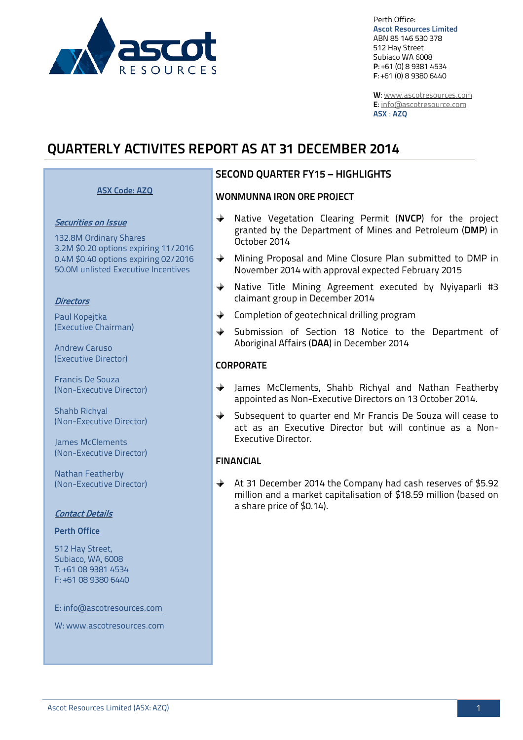Perth Office:
**Ascot Resources Limited**
ABN 85 146 530 378
512 Hay Street
Subiaco WA 6008
**P**: +61 (0) 8 9381 4534
**F**: +61 (0) 8 9380 6440

**W**: www.ascotresources.com
**E**: info@ascotresource.com
**ASX : AZQ**

# QUARTERLY ACTIVITES REPORT AS AT 31 DECEMBER 2014

**ASX Code: AZQ**

***Securities on Issue***

132.8M Ordinary Shares
3.2M $0.20 options expiring 11/2016
0.4M $0.40 options expiring 02/2016
50.0M unlisted Executive Incentives

***Directors***

Paul Kopejtka
(Executive Chairman)

Andrew Caruso
(Executive Director)

Francis De Souza
(Non-Executive Director)

Shahb Richyal
(Non-Executive Director)

James McClements
(Non-Executive Director)

Nathan Featherby
(Non-Executive Director)

***Contact Details***

**Perth Office**

512 Hay Street,
Subiaco, WA, 6008
T: +61 08 9381 4534
F: +61 08 9380 6440

E: info@ascotresources.com

W: www.ascotresources.com

## SECOND QUARTER FY15 – HIGHLIGHTS

### WONMUNNA IRON ORE PROJECT

- Native Vegetation Clearing Permit (**NVCP**) for the project granted by the Department of Mines and Petroleum (**DMP**) in October 2014
- Mining Proposal and Mine Closure Plan submitted to DMP in November 2014 with approval expected February 2015
- Native Title Mining Agreement executed by Nyiyaparli #3 claimant group in December 2014
- Completion of geotechnical drilling program
- Submission of Section 18 Notice to the Department of Aboriginal Affairs (**DAA**) in December 2014

### CORPORATE

- James McClements, Shahb Richyal and Nathan Featherby appointed as Non-Executive Directors on 13 October 2014.
- Subsequent to quarter end Mr Francis De Souza will cease to act as an Executive Director but will continue as a Non-Executive Director.

### FINANCIAL

- At 31 December 2014 the Company had cash reserves of $5.92 million and a market capitalisation of $18.59 million (based on a share price of $0.14).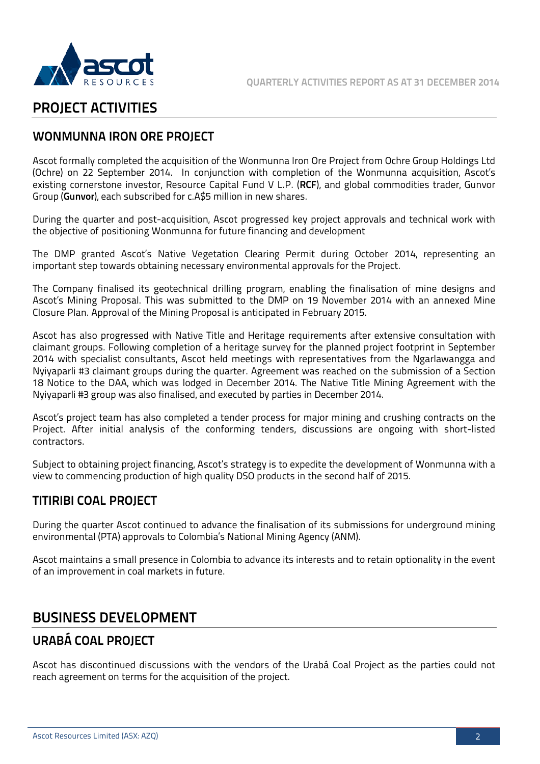# PROJECT ACTIVITIES

## WONMUNNA IRON ORE PROJECT

Ascot formally completed the acquisition of the Wonmunna Iron Ore Project from Ochre Group Holdings Ltd (Ochre) on 22 September 2014. In conjunction with completion of the Wonmunna acquisition, Ascot's existing cornerstone investor, Resource Capital Fund V L.P. (**RCF**), and global commodities trader, Gunvor Group (**Gunvor**), each subscribed for c.A$5 million in new shares.

During the quarter and post-acquisition, Ascot progressed key project approvals and technical work with the objective of positioning Wonmunna for future financing and development

The DMP granted Ascot's Native Vegetation Clearing Permit during October 2014, representing an important step towards obtaining necessary environmental approvals for the Project.

The Company finalised its geotechnical drilling program, enabling the finalisation of mine designs and Ascot's Mining Proposal. This was submitted to the DMP on 19 November 2014 with an annexed Mine Closure Plan. Approval of the Mining Proposal is anticipated in February 2015.

Ascot has also progressed with Native Title and Heritage requirements after extensive consultation with claimant groups. Following completion of a heritage survey for the planned project footprint in September 2014 with specialist consultants, Ascot held meetings with representatives from the Ngarlawangga and Nyiyaparli #3 claimant groups during the quarter. Agreement was reached on the submission of a Section 18 Notice to the DAA, which was lodged in December 2014. The Native Title Mining Agreement with the Nyiyaparli #3 group was also finalised, and executed by parties in December 2014.

Ascot's project team has also completed a tender process for major mining and crushing contracts on the Project. After initial analysis of the conforming tenders, discussions are ongoing with short-listed contractors.

Subject to obtaining project financing, Ascot's strategy is to expedite the development of Wonmunna with a view to commencing production of high quality DSO products in the second half of 2015.

## TITIRIBI COAL PROJECT

During the quarter Ascot continued to advance the finalisation of its submissions for underground mining environmental (PTA) approvals to Colombia's National Mining Agency (ANM).

Ascot maintains a small presence in Colombia to advance its interests and to retain optionality in the event of an improvement in coal markets in future.

# BUSINESS DEVELOPMENT

## URABÁ COAL PROJECT

Ascot has discontinued discussions with the vendors of the Urabá Coal Project as the parties could not reach agreement on terms for the acquisition of the project.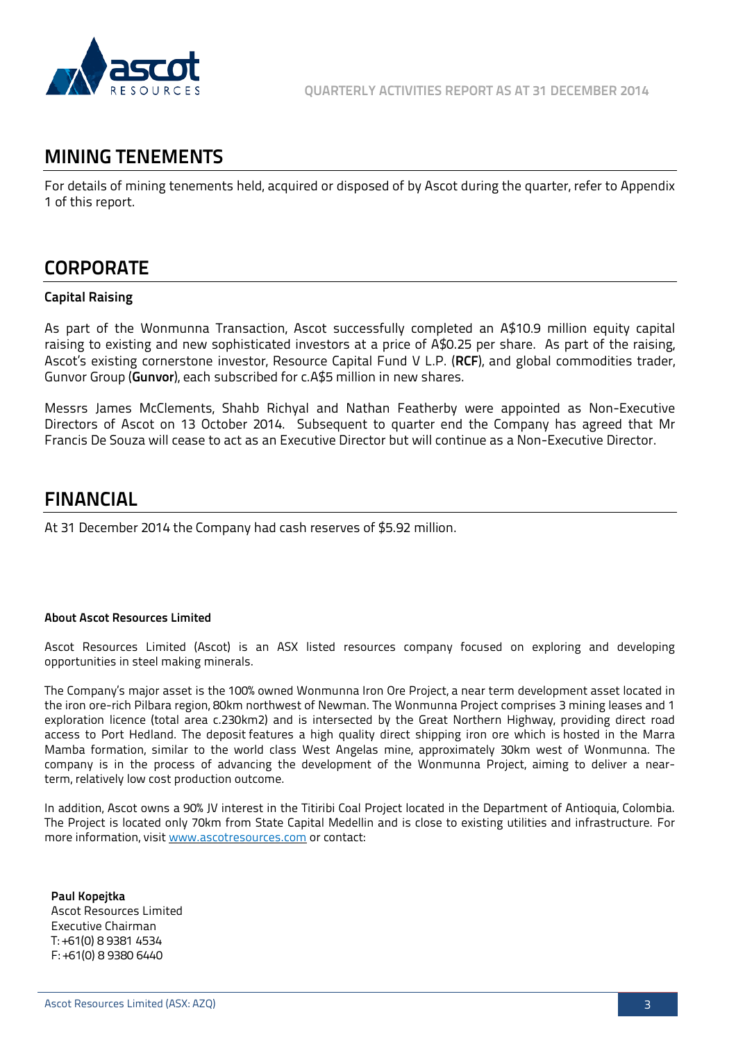## MINING TENEMENTS

For details of mining tenements held, acquired or disposed of by Ascot during the quarter, refer to Appendix 1 of this report.

## CORPORATE

### Capital Raising

As part of the Wonmunna Transaction, Ascot successfully completed an A$10.9 million equity capital raising to existing and new sophisticated investors at a price of A$0.25 per share. As part of the raising, Ascot's existing cornerstone investor, Resource Capital Fund V L.P. (**RCF**), and global commodities trader, Gunvor Group (**Gunvor**), each subscribed for c.A$5 million in new shares.

Messrs James McClements, Shahb Richyal and Nathan Featherby were appointed as Non-Executive Directors of Ascot on 13 October 2014. Subsequent to quarter end the Company has agreed that Mr Francis De Souza will cease to act as an Executive Director but will continue as a Non-Executive Director.

## FINANCIAL

At 31 December 2014 the Company had cash reserves of $5.92 million.

**About Ascot Resources Limited**

Ascot Resources Limited (Ascot) is an ASX listed resources company focused on exploring and developing opportunities in steel making minerals.

The Company's major asset is the 100% owned Wonmunna Iron Ore Project, a near term development asset located in the iron ore-rich Pilbara region, 80km northwest of Newman. The Wonmunna Project comprises 3 mining leases and 1 exploration licence (total area c.230km2) and is intersected by the Great Northern Highway, providing direct road access to Port Hedland. The deposit features a high quality direct shipping iron ore which is hosted in the Marra Mamba formation, similar to the world class West Angelas mine, approximately 30km west of Wonmunna. The company is in the process of advancing the development of the Wonmunna Project, aiming to deliver a near-term, relatively low cost production outcome.

In addition, Ascot owns a 90% JV interest in the Titiribi Coal Project located in the Department of Antioquia, Colombia. The Project is located only 70km from State Capital Medellin and is close to existing utilities and infrastructure. For more information, visit www.ascotresources.com or contact:

**Paul Kopejtka**
Ascot Resources Limited
Executive Chairman
T: +61(0) 8 9381 4534
F: +61(0) 8 9380 6440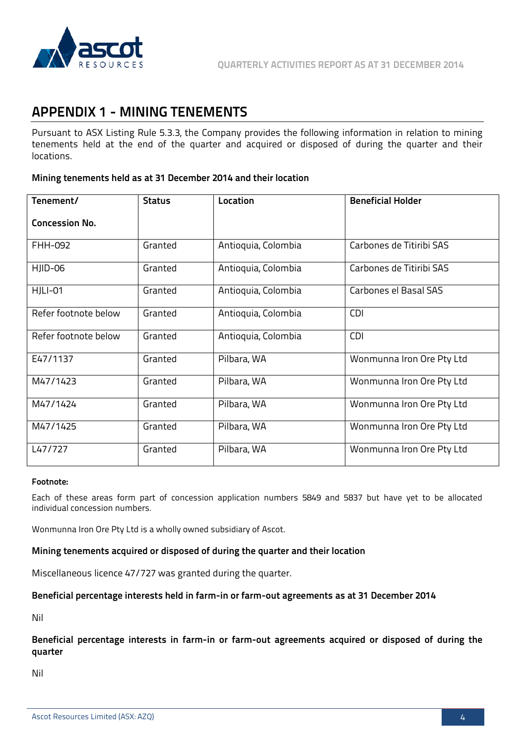# APPENDIX 1 - MINING TENEMENTS

Pursuant to ASX Listing Rule 5.3.3, the Company provides the following information in relation to mining tenements held at the end of the quarter and acquired or disposed of during the quarter and their locations.

**Mining tenements held as at 31 December 2014 and their location**

| Tenement/ Concession No. | Status | Location | Beneficial Holder |
|---|---|---|---|
| FHH-092 | Granted | Antioquia, Colombia | Carbones de Titiribi SAS |
| HJID-06 | Granted | Antioquia, Colombia | Carbones de Titiribi SAS |
| HJLI-01 | Granted | Antioquia, Colombia | Carbones el Basal SAS |
| Refer footnote below | Granted | Antioquia, Colombia | CDI |
| Refer footnote below | Granted | Antioquia, Colombia | CDI |
| E47/1137 | Granted | Pilbara, WA | Wonmunna Iron Ore Pty Ltd |
| M47/1423 | Granted | Pilbara, WA | Wonmunna Iron Ore Pty Ltd |
| M47/1424 | Granted | Pilbara, WA | Wonmunna Iron Ore Pty Ltd |
| M47/1425 | Granted | Pilbara, WA | Wonmunna Iron Ore Pty Ltd |
| L47/727 | Granted | Pilbara, WA | Wonmunna Iron Ore Pty Ltd |

**Footnote:**

Each of these areas form part of concession application numbers 5849 and 5837 but have yet to be allocated individual concession numbers.

Wonmunna Iron Ore Pty Ltd is a wholly owned subsidiary of Ascot.

**Mining tenements acquired or disposed of during the quarter and their location**

Miscellaneous licence 47/727 was granted during the quarter.

**Beneficial percentage interests held in farm-in or farm-out agreements as at 31 December 2014**

Nil

**Beneficial percentage interests in farm-in or farm-out agreements acquired or disposed of during the quarter**

Nil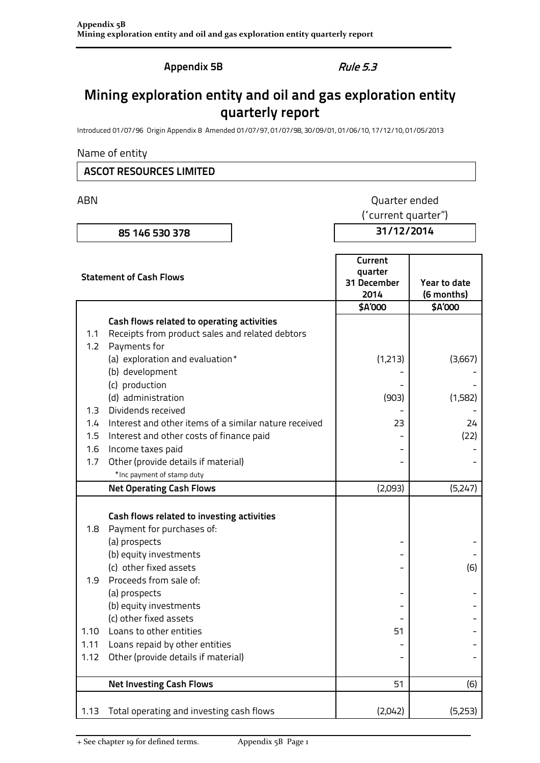**Appendix 5B** *Rule 5.3*

# Mining exploration entity and oil and gas exploration entity quarterly report

Introduced 01/07/96 Origin Appendix 8 Amended 01/07/97, 01/07/98, 30/09/01, 01/06/10, 17/12/10, 01/05/2013

Name of entity

**ASCOT RESOURCES LIMITED**

| ABN | Quarter ended ('current quarter") |
|---|---|
| **85 146 530 378** | **31/12/2014** |

| | **Statement of Cash Flows** | **Current quarter 31 December 2014** | **Year to date (6 months)** |
|---|---|---|---|
| | | **$A'000** | **$A'000** |
| | **Cash flows related to operating activities** | | |
| 1.1 | Receipts from product sales and related debtors | | |
| 1.2 | Payments for | | |
| | (a) exploration and evaluation* | (1,213) | (3,667) |
| | (b) development | - | - |
| | (c) production | - | - |
| | (d) administration | (903) | (1,582) |
| 1.3 | Dividends received | - | - |
| 1.4 | Interest and other items of a similar nature received | 23 | 24 |
| 1.5 | Interest and other costs of finance paid | - | (22) |
| 1.6 | Income taxes paid | - | - |
| 1.7 | Other (provide details if material) | - | - |
| | *Inc payment of stamp duty | | |
| | **Net Operating Cash Flows** | (2,093) | (5,247) |
| | | | |
| | **Cash flows related to investing activities** | | |
| 1.8 | Payment for purchases of: | | |
| | (a) prospects | - | - |
| | (b) equity investments | - | - |
| | (c) other fixed assets | - | (6) |
| 1.9 | Proceeds from sale of: | | |
| | (a) prospects | - | - |
| | (b) equity investments | - | - |
| | (c) other fixed assets | - | - |
| 1.10 | Loans to other entities | 51 | - |
| 1.11 | Loans repaid by other entities | - | - |
| 1.12 | Other (provide details if material) | - | - |
| | **Net Investing Cash Flows** | 51 | (6) |
| 1.13 | Total operating and investing cash flows | (2,042) | (5,253) |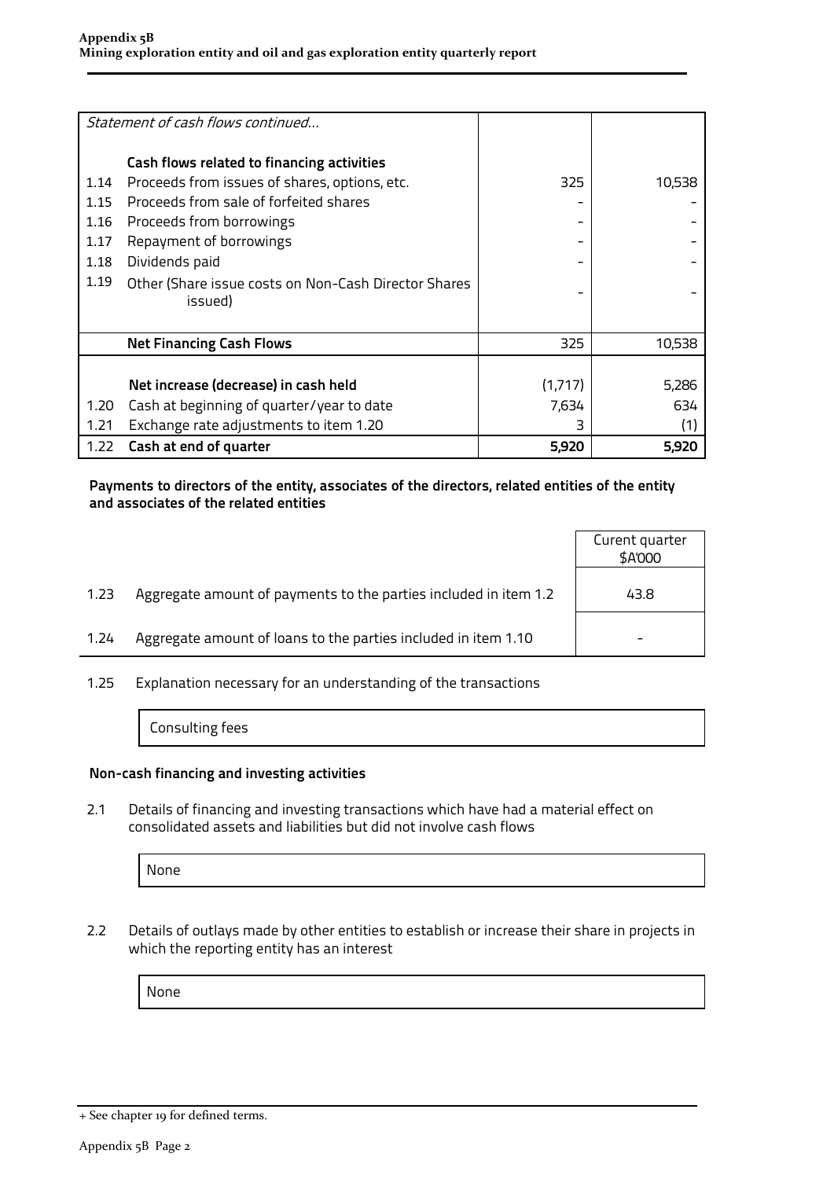| | *Statement of cash flows continued…* | | |
|---|---|---|---|
| | **Cash flows related to financing activities** | | |
| 1.14 | Proceeds from issues of shares, options, etc. | 325 | 10,538 |
| 1.15 | Proceeds from sale of forfeited shares | - | - |
| 1.16 | Proceeds from borrowings | - | - |
| 1.17 | Repayment of borrowings | - | - |
| 1.18 | Dividends paid | - | - |
| 1.19 | Other (Share issue costs on Non-Cash Director Shares issued) | - | - |
| | **Net Financing Cash Flows** | 325 | 10,538 |
| | **Net increase (decrease) in cash held** | (1,717) | 5,286 |
| 1.20 | Cash at beginning of quarter/year to date | 7,634 | 634 |
| 1.21 | Exchange rate adjustments to item 1.20 | 3 | (1) |
| 1.22 | **Cash at end of quarter** | **5,920** | **5,920** |

**Payments to directors of the entity, associates of the directors, related entities of the entity and associates of the related entities**

| | | Curent quarter $A'000 |
|---|---|---|
| 1.23 | Aggregate amount of payments to the parties included in item 1.2 | 43.8 |
| 1.24 | Aggregate amount of loans to the parties included in item 1.10 | - |

1.25 Explanation necessary for an understanding of the transactions

Consulting fees

**Non-cash financing and investing activities**

2.1 Details of financing and investing transactions which have had a material effect on consolidated assets and liabilities but did not involve cash flows

None

2.2 Details of outlays made by other entities to establish or increase their share in projects in which the reporting entity has an interest

None

+ See chapter 19 for defined terms.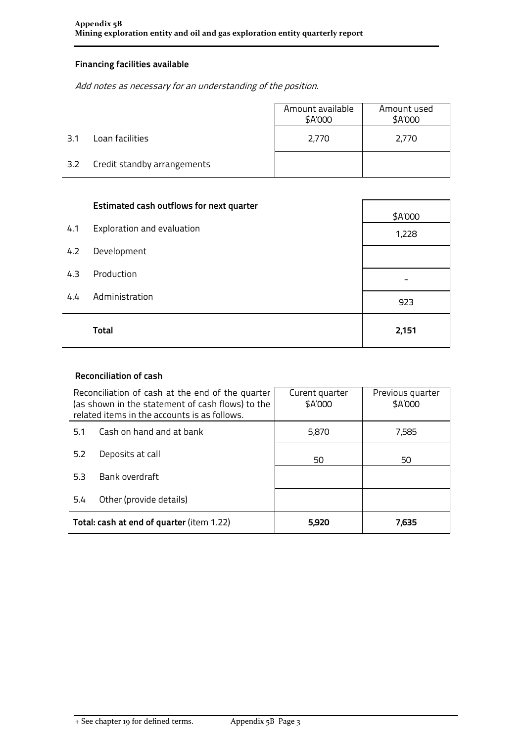## Financing facilities available

*Add notes as necessary for an understanding of the position.*

| | | Amount available $A'000 | Amount used $A'000 |
|---|---|---|---|
| 3.1 | Loan facilities | 2,770 | 2,770 |
| 3.2 | Credit standby arrangements | | |

## Estimated cash outflows for next quarter

| | | $A'000 |
|---|---|---|
| 4.1 | Exploration and evaluation | 1,228 |
| 4.2 | Development | |
| 4.3 | Production | - |
| 4.4 | Administration | 923 |
| | **Total** | **2,151** |

## Reconciliation of cash

| Reconciliation of cash at the end of the quarter (as shown in the statement of cash flows) to the related items in the accounts is as follows. | | Curent quarter $A'000 | Previous quarter $A'000 |
|---|---|---|---|
| 5.1 | Cash on hand and at bank | 5,870 | 7,585 |
| 5.2 | Deposits at call | 50 | 50 |
| 5.3 | Bank overdraft | | |
| 5.4 | Other (provide details) | | |
| **Total: cash at end of quarter** (item 1.22) | | **5,920** | **7,635** |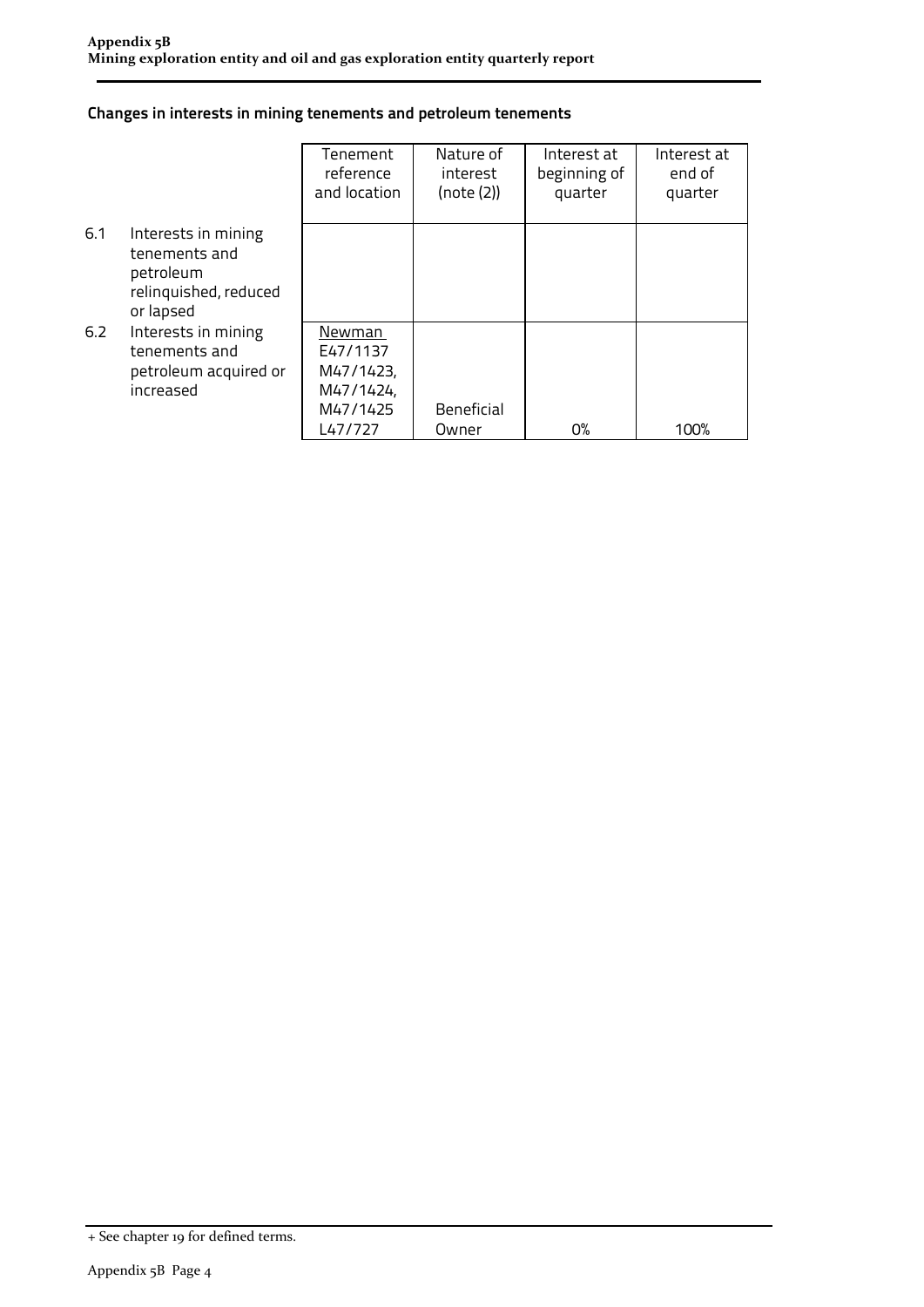## Changes in interests in mining tenements and petroleum tenements

| | | Tenement reference and location | Nature of interest (note (2)) | Interest at beginning of quarter | Interest at end of quarter |
|---|---|---|---|---|---|
| 6.1 | Interests in mining tenements and petroleum relinquished, reduced or lapsed | | | | |
| 6.2 | Interests in mining tenements and petroleum acquired or increased | Newman E47/1137 M47/1423, M47/1424, M47/1425 L47/727 | Beneficial Owner | 0% | 100% |

+ See chapter 19 for defined terms.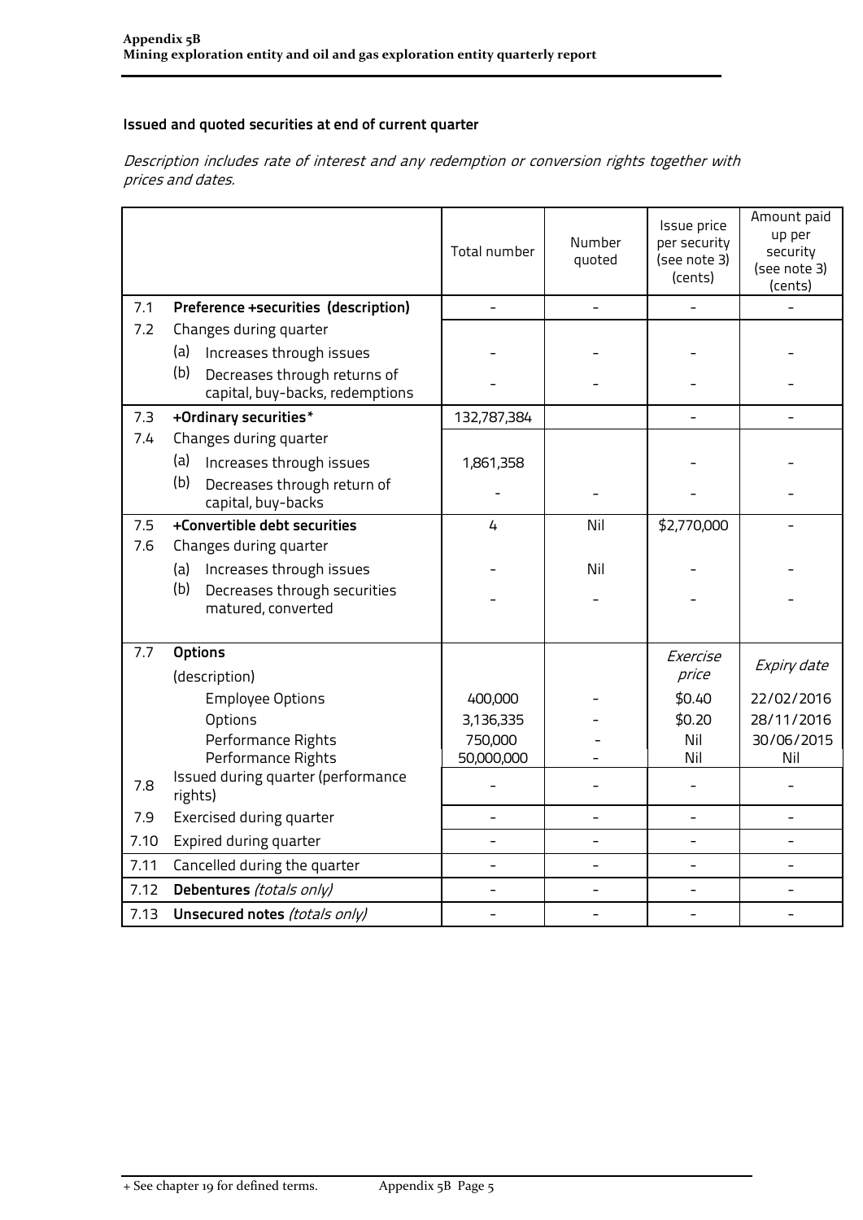## Issued and quoted securities at end of current quarter

*Description includes rate of interest and any redemption or conversion rights together with prices and dates.*

| | | Total number | Number quoted | Issue price per security (see note 3) (cents) | Amount paid up per security (see note 3) (cents) |
|---|---|---|---|---|---|
| 7.1 | **Preference +securities (description)** | - | - | - | - |
| 7.2 | Changes during quarter | | | | |
| | (a) Increases through issues | - | - | - | - |
| | (b) Decreases through returns of capital, buy-backs, redemptions | - | - | - | - |
| 7.3 | **+Ordinary securities*** | 132,787,384 | | - | - |
| 7.4 | Changes during quarter | | | | |
| | (a) Increases through issues | 1,861,358 | | - | - |
| | (b) Decreases through return of capital, buy-backs | - | - | - | - |
| 7.5 | **+Convertible debt securities** | 4 | Nil | $2,770,000 | - |
| 7.6 | Changes during quarter | | | | |
| | (a) Increases through issues | - | Nil | - | - |
| | (b) Decreases through securities matured, converted | - | - | - | - |
| 7.7 | **Options** (description) | | | *Exercise price* | *Expiry date* |
| | Employee Options | 400,000 | - | $0.40 | 22/02/2016 |
| | Options | 3,136,335 | - | $0.20 | 28/11/2016 |
| | Performance Rights | 750,000 | - | Nil | 30/06/2015 |
| | Performance Rights | 50,000,000 | - | Nil | Nil |
| 7.8 | Issued during quarter (performance rights) | - | - | - | - |
| 7.9 | Exercised during quarter | - | - | - | - |
| 7.10 | Expired during quarter | - | - | - | - |
| 7.11 | Cancelled during the quarter | - | - | - | - |
| 7.12 | **Debentures** *(totals only)* | - | - | - | - |
| 7.13 | **Unsecured notes** *(totals only)* | - | - | - | - |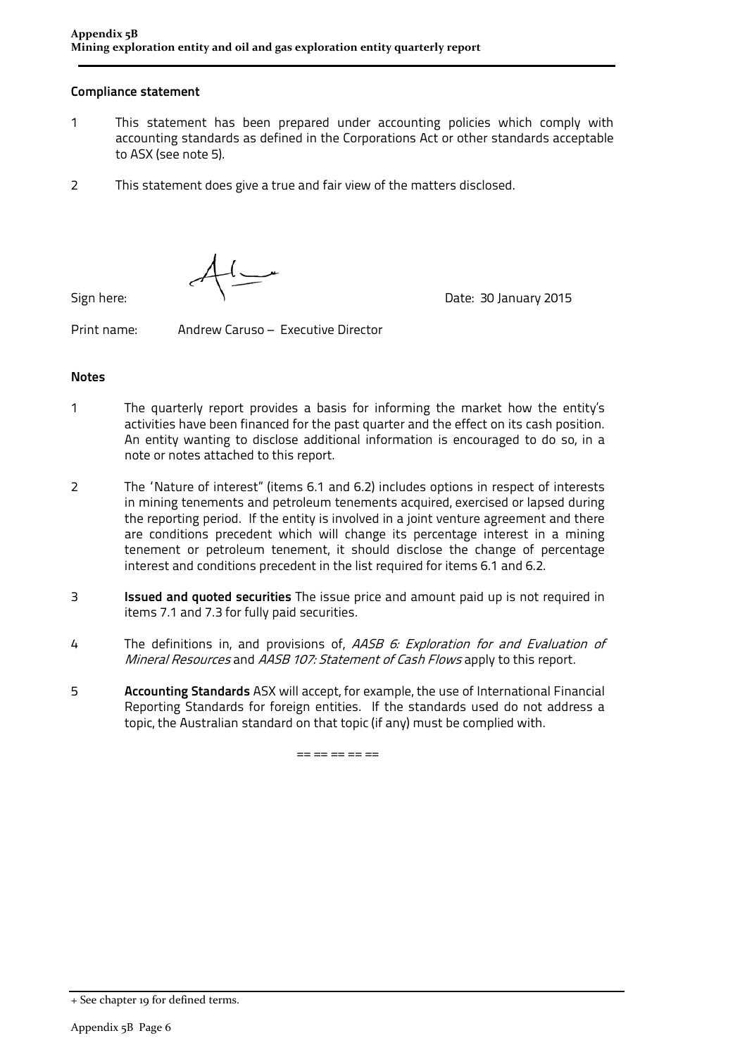**Compliance statement**

1 This statement has been prepared under accounting policies which comply with accounting standards as defined in the Corporations Act or other standards acceptable to ASX (see note 5).

2 This statement does give a true and fair view of the matters disclosed.

Sign here: Date: 30 January 2015

Print name: Andrew Caruso – Executive Director

**Notes**

1 The quarterly report provides a basis for informing the market how the entity's activities have been financed for the past quarter and the effect on its cash position. An entity wanting to disclose additional information is encouraged to do so, in a note or notes attached to this report.

2 The 'Nature of interest" (items 6.1 and 6.2) includes options in respect of interests in mining tenements and petroleum tenements acquired, exercised or lapsed during the reporting period. If the entity is involved in a joint venture agreement and there are conditions precedent which will change its percentage interest in a mining tenement or petroleum tenement, it should disclose the change of percentage interest and conditions precedent in the list required for items 6.1 and 6.2.

3 **Issued and quoted securities** The issue price and amount paid up is not required in items 7.1 and 7.3 for fully paid securities.

4 The definitions in, and provisions of, *AASB 6: Exploration for and Evaluation of Mineral Resources* and *AASB 107: Statement of Cash Flows* apply to this report.

5 **Accounting Standards** ASX will accept, for example, the use of International Financial Reporting Standards for foreign entities. If the standards used do not address a topic, the Australian standard on that topic (if any) must be complied with.

== == == == ==

+ See chapter 19 for defined terms.